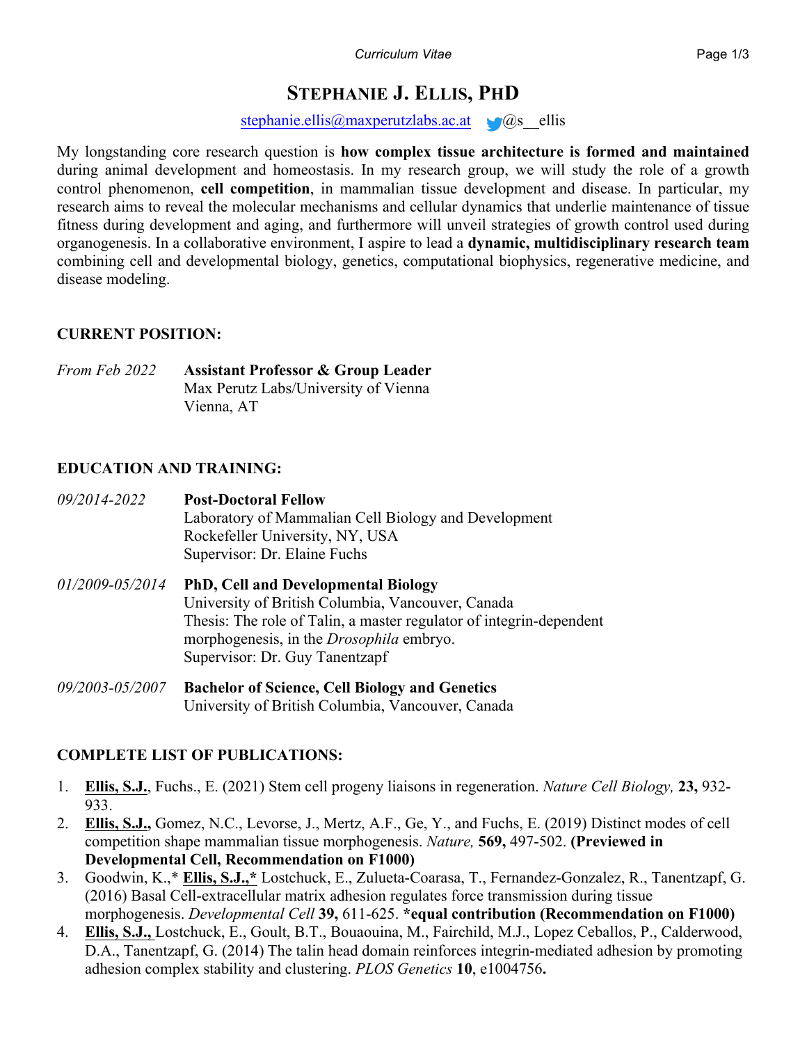# STEPHANIE J. ELLIS, PHD

stephanie.ellis@maxperutzlabs.ac.at @s__ellis

My longstanding core research question is **how complex tissue architecture is formed and maintained** during animal development and homeostasis. In my research group, we will study the role of a growth control phenomenon, **cell competition**, in mammalian tissue development and disease. In particular, my research aims to reveal the molecular mechanisms and cellular dynamics that underlie maintenance of tissue fitness during development and aging, and furthermore will unveil strategies of growth control used during organogenesis. In a collaborative environment, I aspire to lead a **dynamic, multidisciplinary research team** combining cell and developmental biology, genetics, computational biophysics, regenerative medicine, and disease modeling.

## CURRENT POSITION:

*From Feb 2022* — **Assistant Professor & Group Leader**
Max Perutz Labs/University of Vienna
Vienna, AT

## EDUCATION AND TRAINING:

*09/2014-2022* — **Post-Doctoral Fellow**
Laboratory of Mammalian Cell Biology and Development
Rockefeller University, NY, USA
Supervisor: Dr. Elaine Fuchs

*01/2009-05/2014* — **PhD, Cell and Developmental Biology**
University of British Columbia, Vancouver, Canada
Thesis: The role of Talin, a master regulator of integrin-dependent morphogenesis, in the *Drosophila* embryo.
Supervisor: Dr. Guy Tanentzapf

*09/2003-05/2007* — **Bachelor of Science, Cell Biology and Genetics**
University of British Columbia, Vancouver, Canada

## COMPLETE LIST OF PUBLICATIONS:

1. **Ellis, S.J.**, Fuchs., E. (2021) Stem cell progeny liaisons in regeneration. *Nature Cell Biology,* **23,** 932-933.
2. **Ellis, S.J.,** Gomez, N.C., Levorse, J., Mertz, A.F., Ge, Y., and Fuchs, E. (2019) Distinct modes of cell competition shape mammalian tissue morphogenesis. *Nature,* **569,** 497-502. **(Previewed in Developmental Cell, Recommendation on F1000)**
3. Goodwin, K.,* **Ellis, S.J.,*** Lostchuck, E., Zulueta-Coarasa, T., Fernandez-Gonzalez, R., Tanentzapf, G. (2016) Basal Cell-extracellular matrix adhesion regulates force transmission during tissue morphogenesis. *Developmental Cell* **39,** 611-625. **\*equal contribution (Recommendation on F1000)**
4. **Ellis, S.J.,** Lostchuck, E., Goult, B.T., Bouaouina, M., Fairchild, M.J., Lopez Ceballos, P., Calderwood, D.A., Tanentzapf, G. (2014) The talin head domain reinforces integrin-mediated adhesion by promoting adhesion complex stability and clustering. *PLOS Genetics* **10**, e1004756**.**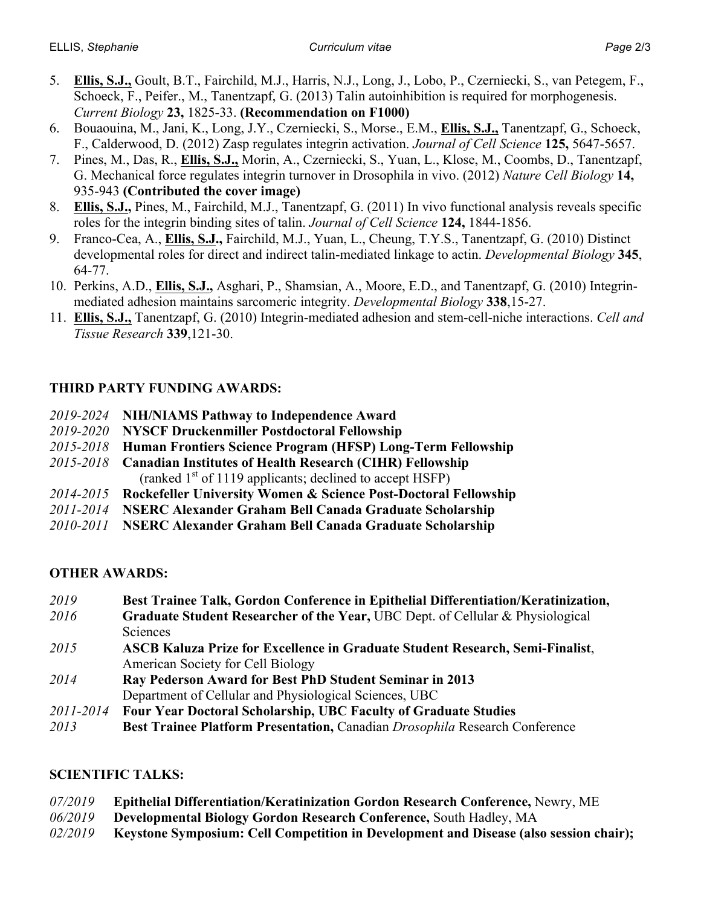5. **Ellis, S.J.,** Goult, B.T., Fairchild, M.J., Harris, N.J., Long, J., Lobo, P., Czerniecki, S., van Petegem, F., Schoeck, F., Peifer., M., Tanentzapf, G. (2013) Talin autoinhibition is required for morphogenesis. *Current Biology* **23,** 1825-33. **(Recommendation on F1000)**
6. Bouaouina, M., Jani, K., Long, J.Y., Czerniecki, S., Morse., E.M., **Ellis, S.J.,** Tanentzapf, G., Schoeck, F., Calderwood, D. (2012) Zasp regulates integrin activation. *Journal of Cell Science* **125,** 5647-5657.
7. Pines, M., Das, R., **Ellis, S.J.,** Morin, A., Czerniecki, S., Yuan, L., Klose, M., Coombs, D., Tanentzapf, G. Mechanical force regulates integrin turnover in Drosophila in vivo. (2012) *Nature Cell Biology* **14,** 935-943 **(Contributed the cover image)**
8. **Ellis, S.J.,** Pines, M., Fairchild, M.J., Tanentzapf, G. (2011) In vivo functional analysis reveals specific roles for the integrin binding sites of talin. *Journal of Cell Science* **124,** 1844-1856.
9. Franco-Cea, A., **Ellis, S.J.,** Fairchild, M.J., Yuan, L., Cheung, T.Y.S., Tanentzapf, G. (2010) Distinct developmental roles for direct and indirect talin-mediated linkage to actin. *Developmental Biology* **345**, 64-77.
10. Perkins, A.D., **Ellis, S.J.,** Asghari, P., Shamsian, A., Moore, E.D., and Tanentzapf, G. (2010) Integrin-mediated adhesion maintains sarcomeric integrity. *Developmental Biology* **338**,15-27.
11. **Ellis, S.J.,** Tanentzapf, G. (2010) Integrin-mediated adhesion and stem-cell-niche interactions. *Cell and Tissue Research* **339**,121-30.

## THIRD PARTY FUNDING AWARDS:

*2019-2024* **NIH/NIAMS Pathway to Independence Award**
*2019-2020* **NYSCF Druckenmiller Postdoctoral Fellowship**
*2015-2018* **Human Frontiers Science Program (HFSP) Long-Term Fellowship**
*2015-2018* **Canadian Institutes of Health Research (CIHR) Fellowship**
(ranked 1st of 1119 applicants; declined to accept HSFP)
*2014-2015* **Rockefeller University Women & Science Post-Doctoral Fellowship**
*2011-2014* **NSERC Alexander Graham Bell Canada Graduate Scholarship**
*2010-2011* **NSERC Alexander Graham Bell Canada Graduate Scholarship**

## OTHER AWARDS:

*2019* **Best Trainee Talk, Gordon Conference in Epithelial Differentiation/Keratinization,**
*2016* **Graduate Student Researcher of the Year,** UBC Dept. of Cellular & Physiological Sciences
*2015* **ASCB Kaluza Prize for Excellence in Graduate Student Research, Semi-Finalist**, American Society for Cell Biology
*2014* **Ray Pederson Award for Best PhD Student Seminar in 2013**
Department of Cellular and Physiological Sciences, UBC
*2011-2014* **Four Year Doctoral Scholarship, UBC Faculty of Graduate Studies**
*2013* **Best Trainee Platform Presentation,** Canadian *Drosophila* Research Conference

## SCIENTIFIC TALKS:

*07/2019* **Epithelial Differentiation/Keratinization Gordon Research Conference,** Newry, ME
*06/2019* **Developmental Biology Gordon Research Conference,** South Hadley, MA
*02/2019* **Keystone Symposium: Cell Competition in Development and Disease (also session chair);**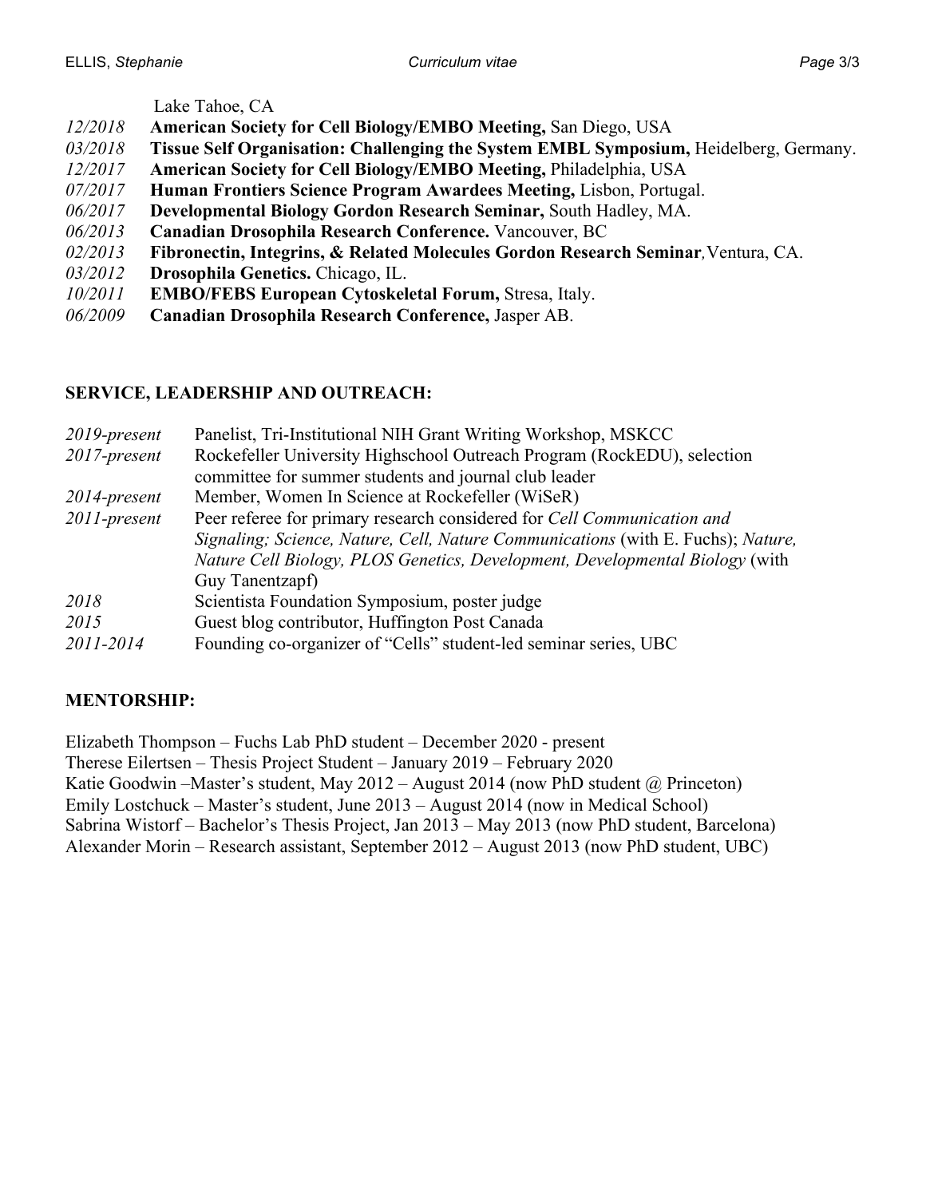Lake Tahoe, CA

*12/2018* **American Society for Cell Biology/EMBO Meeting,** San Diego, USA
*03/2018* **Tissue Self Organisation: Challenging the System EMBL Symposium,** Heidelberg, Germany.
*12/2017* **American Society for Cell Biology/EMBO Meeting,** Philadelphia, USA
*07/2017* **Human Frontiers Science Program Awardees Meeting,** Lisbon, Portugal.
*06/2017* **Developmental Biology Gordon Research Seminar,** South Hadley, MA.
*06/2013* **Canadian Drosophila Research Conference.** Vancouver, BC
*02/2013* **Fibronectin, Integrins, & Related Molecules Gordon Research Seminar***,* Ventura, CA.
*03/2012* **Drosophila Genetics.** Chicago, IL.
*10/2011* **EMBO/FEBS European Cytoskeletal Forum,** Stresa, Italy.
*06/2009* **Canadian Drosophila Research Conference,** Jasper AB.

## SERVICE, LEADERSHIP AND OUTREACH:

| | |
|---|---|
| *2019-present* | Panelist, Tri-Institutional NIH Grant Writing Workshop, MSKCC |
| *2017-present* | Rockefeller University Highschool Outreach Program (RockEDU), selection committee for summer students and journal club leader |
| *2014-present* | Member, Women In Science at Rockefeller (WiSeR) |
| *2011-present* | Peer referee for primary research considered for *Cell Communication and Signaling; Science, Nature, Cell, Nature Communications* (with E. Fuchs); *Nature, Nature Cell Biology, PLOS Genetics, Development, Developmental Biology* (with Guy Tanentzapf) |
| *2018* | Scientista Foundation Symposium, poster judge |
| *2015* | Guest blog contributor, Huffington Post Canada |
| *2011-2014* | Founding co-organizer of "Cells" student-led seminar series, UBC |

## MENTORSHIP:

Elizabeth Thompson – Fuchs Lab PhD student – December 2020 - present
Therese Eilertsen – Thesis Project Student – January 2019 – February 2020
Katie Goodwin –Master's student, May 2012 – August 2014 (now PhD student @ Princeton)
Emily Lostchuck – Master's student, June 2013 – August 2014 (now in Medical School)
Sabrina Wistorf – Bachelor's Thesis Project, Jan 2013 – May 2013 (now PhD student, Barcelona)
Alexander Morin – Research assistant, September 2012 – August 2013 (now PhD student, UBC)